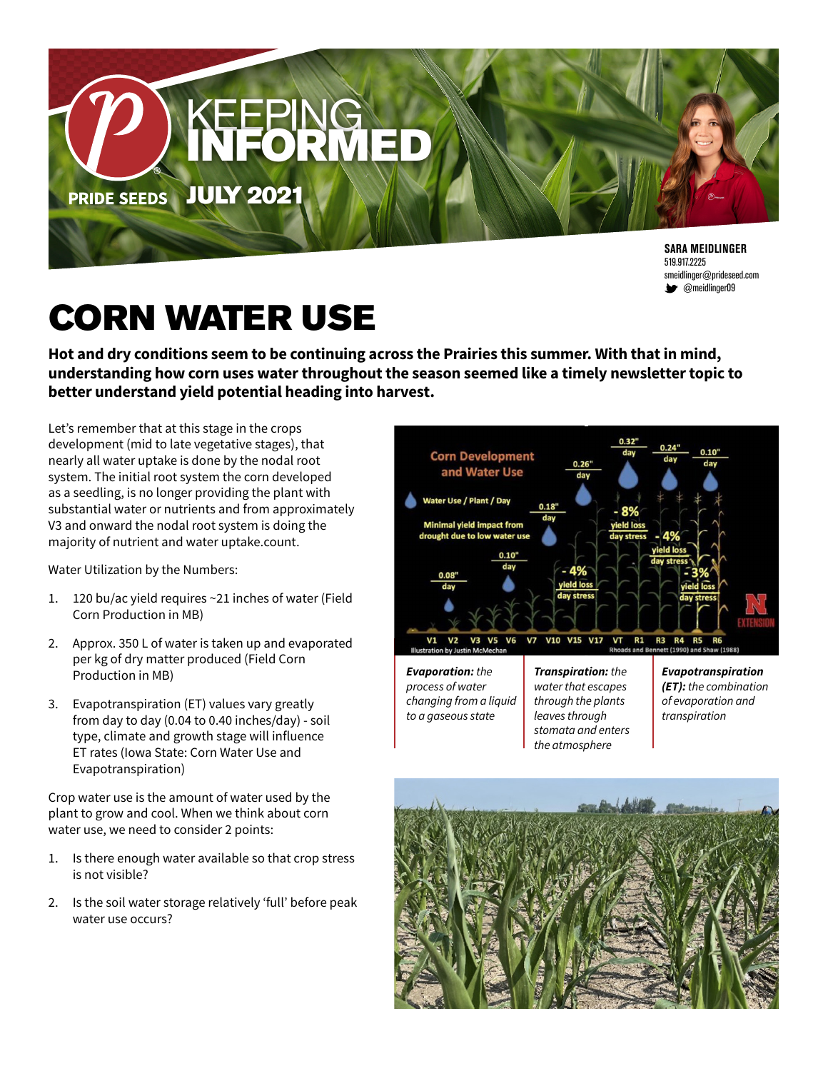# KEEPING INFORMED

PRIDE SEEDS JULY 2021

**SARA MEIDLINGER**
519.917.2225
smeidlinger@prideseed.com
@meidlinger09

# CORN WATER USE

**Hot and dry conditions seem to be continuing across the Prairies this summer. With that in mind, understanding how corn uses water throughout the season seemed like a timely newsletter topic to better understand yield potential heading into harvest.**

Let's remember that at this stage in the crops development (mid to late vegetative stages), that nearly all water uptake is done by the nodal root system. The initial root system the corn developed as a seedling, is no longer providing the plant with substantial water or nutrients and from approximately V3 and onward the nodal root system is doing the majority of nutrient and water uptake.count.

Water Utilization by the Numbers:

1. 120 bu/ac yield requires ~21 inches of water (Field Corn Production in MB)
2. Approx. 350 L of water is taken up and evaporated per kg of dry matter produced (Field Corn Production in MB)
3. Evapotranspiration (ET) values vary greatly from day to day (0.04 to 0.40 inches/day) - soil type, climate and growth stage will influence ET rates (Iowa State: Corn Water Use and Evapotranspiration)

Crop water use is the amount of water used by the plant to grow and cool. When we think about corn water use, we need to consider 2 points:

1. Is there enough water available so that crop stress is not visible?
2. Is the soil water storage relatively 'full' before peak water use occurs?

Corn Development and Water Use
Water Use / Plant / Day
Minimal yield impact from drought due to low water use
0.08" day
0.10" day
0.18" day
0.26" day
0.32" day
0.24" day
0.10" day
- 4% yield loss day stress
- 8% yield loss day stress
- 4% yield loss day stress
- 3% yield loss day stress
V1 V2 V3 V5 V6 V7 V10 V15 V17 VT R1 R3 R4 R5 R6
Illustration by Justin McMechan
Rhoads and Bennett (1990) and Shaw (1988)
N EXTENSION

***Evaporation:*** *the process of water changing from a liquid to a gaseous state*

***Transpiration:*** *the water that escapes through the plants leaves through stomata and enters the atmosphere*

***Evapotranspiration (ET):*** *the combination of evaporation and transpiration*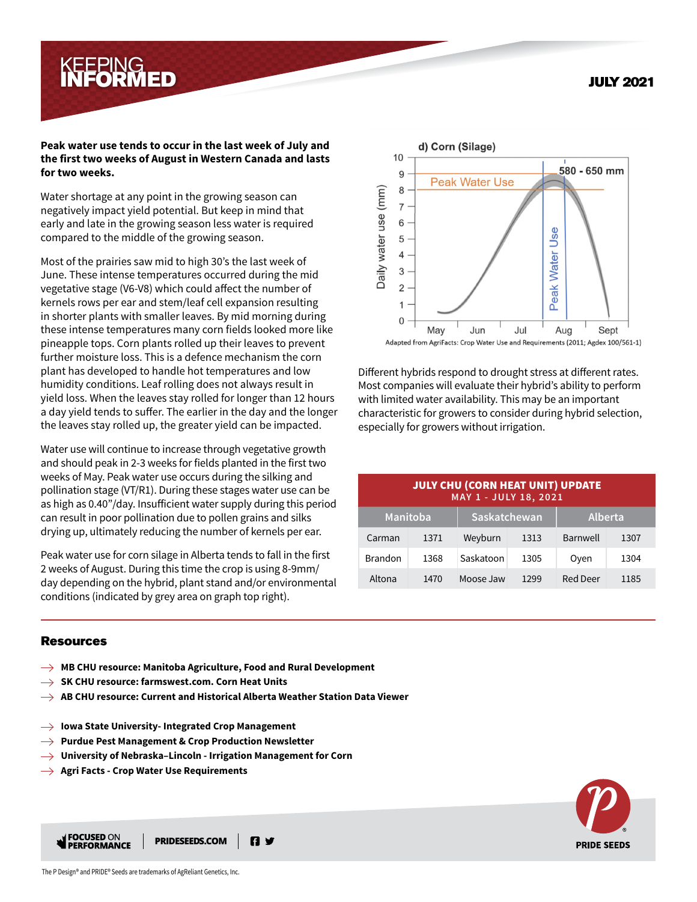# KEEPING INFORMED

**JULY 2021**

**Peak water use tends to occur in the last week of July and the first two weeks of August in Western Canada and lasts for two weeks.**

Water shortage at any point in the growing season can negatively impact yield potential. But keep in mind that early and late in the growing season less water is required compared to the middle of the growing season.

Most of the prairies saw mid to high 30's the last week of June. These intense temperatures occurred during the mid vegetative stage (V6-V8) which could affect the number of kernels rows per ear and stem/leaf cell expansion resulting in shorter plants with smaller leaves. By mid morning during these intense temperatures many corn fields looked more like pineapple tops. Corn plants rolled up their leaves to prevent further moisture loss. This is a defence mechanism the corn plant has developed to handle hot temperatures and low humidity conditions. Leaf rolling does not always result in yield loss. When the leaves stay rolled for longer than 12 hours a day yield tends to suffer. The earlier in the day and the longer the leaves stay rolled up, the greater yield can be impacted.

Water use will continue to increase through vegetative growth and should peak in 2-3 weeks for fields planted in the first two weeks of May. Peak water use occurs during the silking and pollination stage (VT/R1). During these stages water use can be as high as 0.40"/day. Insufficient water supply during this period can result in poor pollination due to pollen grains and silks drying up, ultimately reducing the number of kernels per ear.

Peak water use for corn silage in Alberta tends to fall in the first 2 weeks of August. During this time the crop is using 8-9mm/day depending on the hybrid, plant stand and/or environmental conditions (indicated by grey area on graph top right).

d) Corn (Silage)

Daily water use (mm)

Peak Water Use

580 - 650 mm

Peak Water Use

10, 9, 8, 7, 6, 5, 4, 3, 2, 1, 0

May, Jun, Jul, Aug, Sept

Adapted from AgriFacts: Crop Water Use and Requirements (2011; Agdex 100/561-1)

Different hybrids respond to drought stress at different rates. Most companies will evaluate their hybrid's ability to perform with limited water availability. This may be an important characteristic for growers to consider during hybrid selection, especially for growers without irrigation.

**JULY CHU (CORN HEAT UNIT) UPDATE**
**MAY 1 - JULY 18, 2021**

| Manitoba | | Saskatchewan | | Alberta | |
|---|---|---|---|---|---|
| Carman | 1371 | Weyburn | 1313 | Barnwell | 1307 |
| Brandon | 1368 | Saskatoon | 1305 | Oyen | 1304 |
| Altona | 1470 | Moose Jaw | 1299 | Red Deer | 1185 |

## Resources

- **MB CHU resource: Manitoba Agriculture, Food and Rural Development**
- **SK CHU resource: farmswest.com. Corn Heat Units**
- **AB CHU resource: Current and Historical Alberta Weather Station Data Viewer**

- **Iowa State University- Integrated Crop Management**
- **Purdue Pest Management & Crop Production Newsletter**
- **University of Nebraska–Lincoln - Irrigation Management for Corn**
- **Agri Facts - Crop Water Use Requirements**

FOCUSED ON PERFORMANCE | PRIDESEEDS.COM

PRIDE SEEDS

The P Design® and PRIDE® Seeds are trademarks of AgReliant Genetics, Inc.